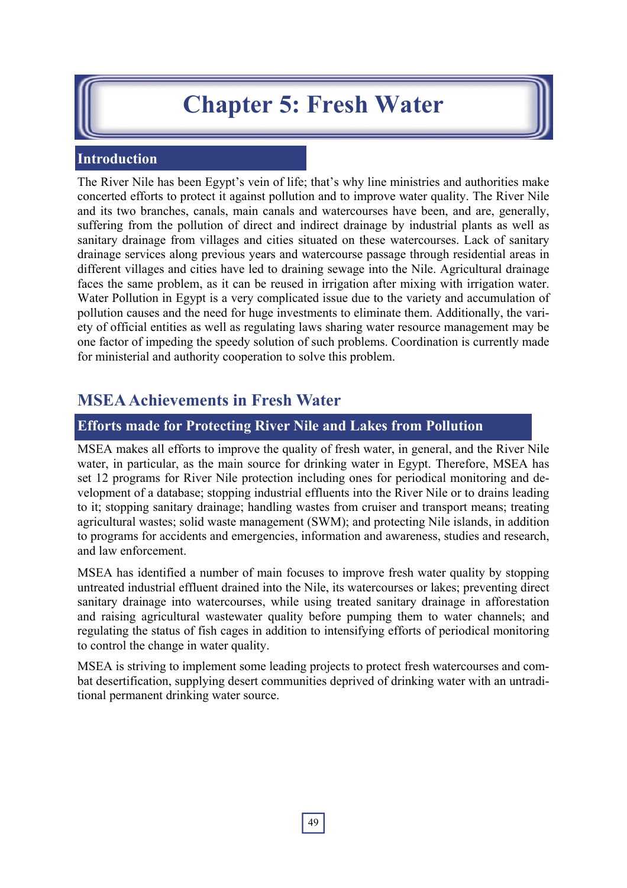# Chapter 5: Fresh Water

## Introduction

The River Nile has been Egypt's vein of life; that's why line ministries and authorities make concerted efforts to protect it against pollution and to improve water quality. The River Nile and its two branches, canals, main canals and watercourses have been, and are, generally, suffering from the pollution of direct and indirect drainage by industrial plants as well as sanitary drainage from villages and cities situated on these watercourses. Lack of sanitary drainage services along previous years and watercourse passage through residential areas in different villages and cities have led to draining sewage into the Nile. Agricultural drainage faces the same problem, as it can be reused in irrigation after mixing with irrigation water. Water Pollution in Egypt is a very complicated issue due to the variety and accumulation of pollution causes and the need for huge investments to eliminate them. Additionally, the variety of official entities as well as regulating laws sharing water resource management may be one factor of impeding the speedy solution of such problems. Coordination is currently made for ministerial and authority cooperation to solve this problem.

## MSEA Achievements in Fresh Water

### Efforts made for Protecting River Nile and Lakes from Pollution

MSEA makes all efforts to improve the quality of fresh water, in general, and the River Nile water, in particular, as the main source for drinking water in Egypt. Therefore, MSEA has set 12 programs for River Nile protection including ones for periodical monitoring and development of a database; stopping industrial effluents into the River Nile or to drains leading to it; stopping sanitary drainage; handling wastes from cruiser and transport means; treating agricultural wastes; solid waste management (SWM); and protecting Nile islands, in addition to programs for accidents and emergencies, information and awareness, studies and research, and law enforcement.

MSEA has identified a number of main focuses to improve fresh water quality by stopping untreated industrial effluent drained into the Nile, its watercourses or lakes; preventing direct sanitary drainage into watercourses, while using treated sanitary drainage in afforestation and raising agricultural wastewater quality before pumping them to water channels; and regulating the status of fish cages in addition to intensifying efforts of periodical monitoring to control the change in water quality.

MSEA is striving to implement some leading projects to protect fresh watercourses and combat desertification, supplying desert communities deprived of drinking water with an untraditional permanent drinking water source.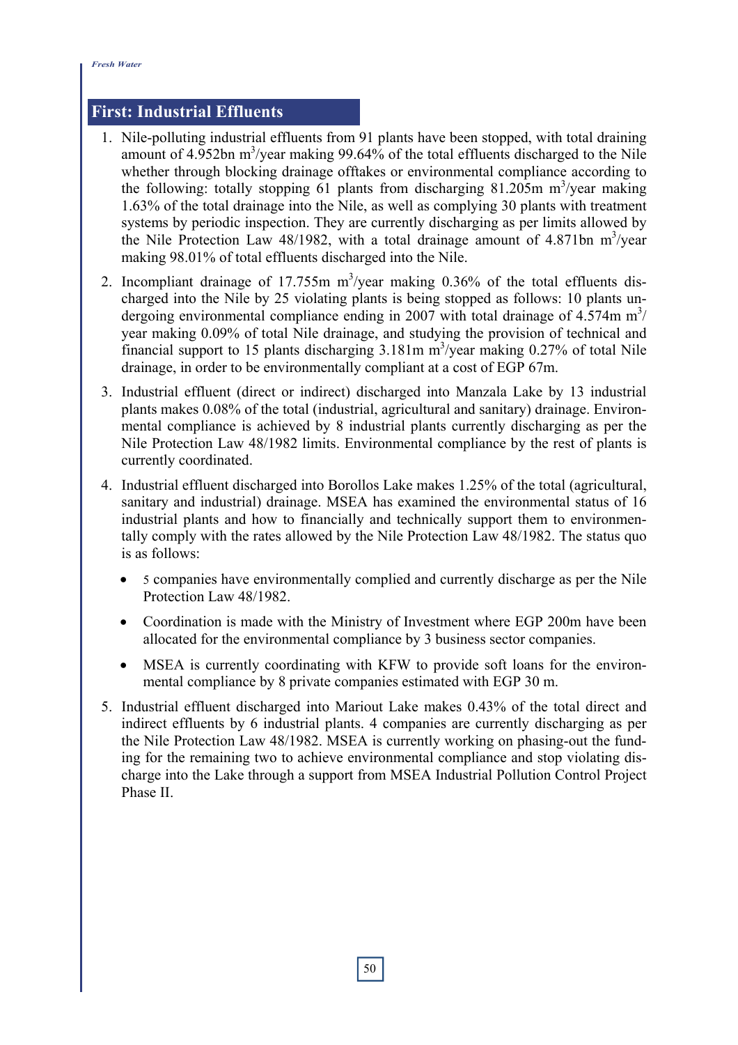## First: Industrial Effluents

1. Nile-polluting industrial effluents from 91 plants have been stopped, with total draining amount of 4.952bn $m^3$/year making 99.64% of the total effluents discharged to the Nile whether through blocking drainage offtakes or environmental compliance according to the following: totally stopping 61 plants from discharging 81.205m $m^3$/year making 1.63% of the total drainage into the Nile, as well as complying 30 plants with treatment systems by periodic inspection. They are currently discharging as per limits allowed by the Nile Protection Law 48/1982, with a total drainage amount of 4.871bn $m^3$/year making 98.01% of total effluents discharged into the Nile.

2. Incompliant drainage of 17.755m $m^3$/year making 0.36% of the total effluents discharged into the Nile by 25 violating plants is being stopped as follows: 10 plants undergoing environmental compliance ending in 2007 with total drainage of 4.574m $m^3$/year making 0.09% of total Nile drainage, and studying the provision of technical and financial support to 15 plants discharging 3.181m $m^3$/year making 0.27% of total Nile drainage, in order to be environmentally compliant at a cost of EGP 67m.

3. Industrial effluent (direct or indirect) discharged into Manzala Lake by 13 industrial plants makes 0.08% of the total (industrial, agricultural and sanitary) drainage. Environmental compliance is achieved by 8 industrial plants currently discharging as per the Nile Protection Law 48/1982 limits. Environmental compliance by the rest of plants is currently coordinated.

4. Industrial effluent discharged into Borollos Lake makes 1.25% of the total (agricultural, sanitary and industrial) drainage. MSEA has examined the environmental status of 16 industrial plants and how to financially and technically support them to environmentally comply with the rates allowed by the Nile Protection Law 48/1982. The status quo is as follows:

   - 5 companies have environmentally complied and currently discharge as per the Nile Protection Law 48/1982.
   - Coordination is made with the Ministry of Investment where EGP 200m have been allocated for the environmental compliance by 3 business sector companies.
   - MSEA is currently coordinating with KFW to provide soft loans for the environmental compliance by 8 private companies estimated with EGP 30 m.

5. Industrial effluent discharged into Mariout Lake makes 0.43% of the total direct and indirect effluents by 6 industrial plants. 4 companies are currently discharging as per the Nile Protection Law 48/1982. MSEA is currently working on phasing-out the funding for the remaining two to achieve environmental compliance and stop violating discharge into the Lake through a support from MSEA Industrial Pollution Control Project Phase II.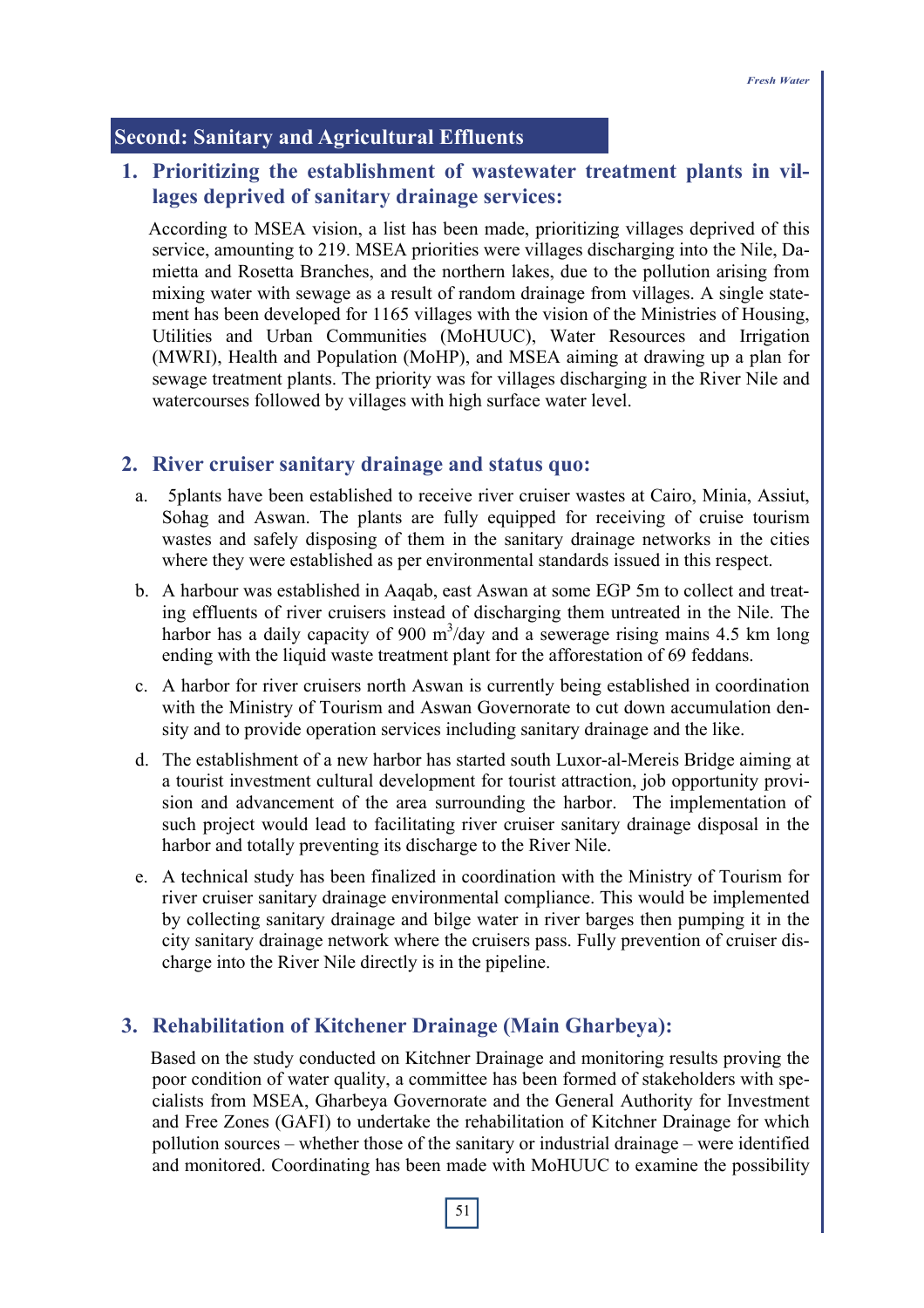## Second: Sanitary and Agricultural Effluents

### 1. Prioritizing the establishment of wastewater treatment plants in villages deprived of sanitary drainage services:

According to MSEA vision, a list has been made, prioritizing villages deprived of this service, amounting to 219. MSEA priorities were villages discharging into the Nile, Damietta and Rosetta Branches, and the northern lakes, due to the pollution arising from mixing water with sewage as a result of random drainage from villages. A single statement has been developed for 1165 villages with the vision of the Ministries of Housing, Utilities and Urban Communities (MoHUUC), Water Resources and Irrigation (MWRI), Health and Population (MoHP), and MSEA aiming at drawing up a plan for sewage treatment plants. The priority was for villages discharging in the River Nile and watercourses followed by villages with high surface water level.

### 2. River cruiser sanitary drainage and status quo:

a. 5plants have been established to receive river cruiser wastes at Cairo, Minia, Assiut, Sohag and Aswan. The plants are fully equipped for receiving of cruise tourism wastes and safely disposing of them in the sanitary drainage networks in the cities where they were established as per environmental standards issued in this respect.

b. A harbour was established in Aaqab, east Aswan at some EGP 5m to collect and treating effluents of river cruisers instead of discharging them untreated in the Nile. The harbor has a daily capacity of 900 $m^3$/day and a sewerage rising mains 4.5 km long ending with the liquid waste treatment plant for the afforestation of 69 feddans.

c. A harbor for river cruisers north Aswan is currently being established in coordination with the Ministry of Tourism and Aswan Governorate to cut down accumulation density and to provide operation services including sanitary drainage and the like.

d. The establishment of a new harbor has started south Luxor-al-Mereis Bridge aiming at a tourist investment cultural development for tourist attraction, job opportunity provision and advancement of the area surrounding the harbor. The implementation of such project would lead to facilitating river cruiser sanitary drainage disposal in the harbor and totally preventing its discharge to the River Nile.

e. A technical study has been finalized in coordination with the Ministry of Tourism for river cruiser sanitary drainage environmental compliance. This would be implemented by collecting sanitary drainage and bilge water in river barges then pumping it in the city sanitary drainage network where the cruisers pass. Fully prevention of cruiser discharge into the River Nile directly is in the pipeline.

### 3. Rehabilitation of Kitchener Drainage (Main Gharbeya):

Based on the study conducted on Kitchner Drainage and monitoring results proving the poor condition of water quality, a committee has been formed of stakeholders with specialists from MSEA, Gharbeya Governorate and the General Authority for Investment and Free Zones (GAFI) to undertake the rehabilitation of Kitchner Drainage for which pollution sources – whether those of the sanitary or industrial drainage – were identified and monitored. Coordinating has been made with MoHUUC to examine the possibility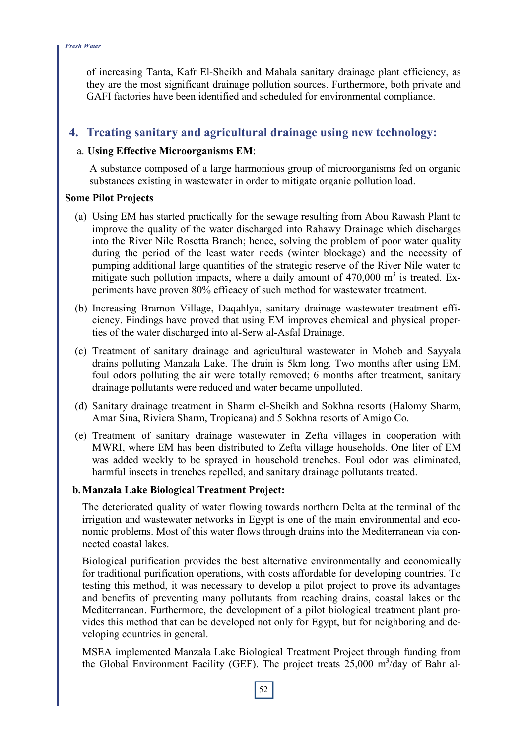of increasing Tanta, Kafr El-Sheikh and Mahala sanitary drainage plant efficiency, as they are the most significant drainage pollution sources. Furthermore, both private and GAFI factories have been identified and scheduled for environmental compliance.

## 4. Treating sanitary and agricultural drainage using new technology:

a. **Using Effective Microorganisms EM**:

A substance composed of a large harmonious group of microorganisms fed on organic substances existing in wastewater in order to mitigate organic pollution load.

**Some Pilot Projects**

(a) Using EM has started practically for the sewage resulting from Abou Rawash Plant to improve the quality of the water discharged into Rahawy Drainage which discharges into the River Nile Rosetta Branch; hence, solving the problem of poor water quality during the period of the least water needs (winter blockage) and the necessity of pumping additional large quantities of the strategic reserve of the River Nile water to mitigate such pollution impacts, where a daily amount of 470,000 $m^3$ is treated. Experiments have proven 80% efficacy of such method for wastewater treatment.

(b) Increasing Bramon Village, Daqahlya, sanitary drainage wastewater treatment efficiency. Findings have proved that using EM improves chemical and physical properties of the water discharged into al-Serw al-Asfal Drainage.

(c) Treatment of sanitary drainage and agricultural wastewater in Moheb and Sayyala drains polluting Manzala Lake. The drain is 5km long. Two months after using EM, foul odors polluting the air were totally removed; 6 months after treatment, sanitary drainage pollutants were reduced and water became unpolluted.

(d) Sanitary drainage treatment in Sharm el-Sheikh and Sokhna resorts (Halomy Sharm, Amar Sina, Riviera Sharm, Tropicana) and 5 Sokhna resorts of Amigo Co.

(e) Treatment of sanitary drainage wastewater in Zefta villages in cooperation with MWRI, where EM has been distributed to Zefta village households. One liter of EM was added weekly to be sprayed in household trenches. Foul odor was eliminated, harmful insects in trenches repelled, and sanitary drainage pollutants treated.

b. **Manzala Lake Biological Treatment Project:**

The deteriorated quality of water flowing towards northern Delta at the terminal of the irrigation and wastewater networks in Egypt is one of the main environmental and economic problems. Most of this water flows through drains into the Mediterranean via connected coastal lakes.

Biological purification provides the best alternative environmentally and economically for traditional purification operations, with costs affordable for developing countries. To testing this method, it was necessary to develop a pilot project to prove its advantages and benefits of preventing many pollutants from reaching drains, coastal lakes or the Mediterranean. Furthermore, the development of a pilot biological treatment plant provides this method that can be developed not only for Egypt, but for neighboring and developing countries in general.

MSEA implemented Manzala Lake Biological Treatment Project through funding from the Global Environment Facility (GEF). The project treats 25,000 $m^3$/day of Bahr al-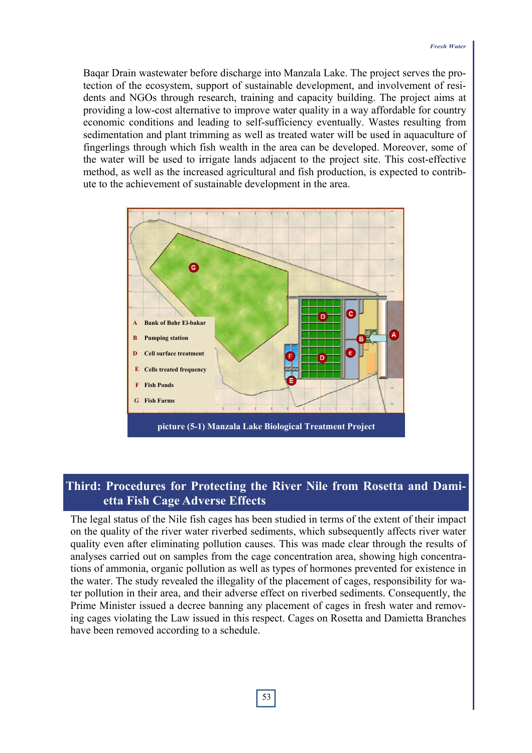Baqar Drain wastewater before discharge into Manzala Lake. The project serves the protection of the ecosystem, support of sustainable development, and involvement of residents and NGOs through research, training and capacity building. The project aims at providing a low-cost alternative to improve water quality in a way affordable for country economic conditions and leading to self-sufficiency eventually. Wastes resulting from sedimentation and plant trimming as well as treated water will be used in aquaculture of fingerlings through which fish wealth in the area can be developed. Moreover, some of the water will be used to irrigate lands adjacent to the project site. This cost-effective method, as well as the increased agricultural and fish production, is expected to contribute to the achievement of sustainable development in the area.

- A Bank of Bahr El-bakar
- B Pumping station
- D Cell surface treatment
- E Cells treated frequency
- F Fish Ponds
- G Fish Farms

**picture (5-1) Manzala Lake Biological Treatment Project**

## Third: Procedures for Protecting the River Nile from Rosetta and Damietta Fish Cage Adverse Effects

The legal status of the Nile fish cages has been studied in terms of the extent of their impact on the quality of the river water riverbed sediments, which subsequently affects river water quality even after eliminating pollution causes. This was made clear through the results of analyses carried out on samples from the cage concentration area, showing high concentrations of ammonia, organic pollution as well as types of hormones prevented for existence in the water. The study revealed the illegality of the placement of cages, responsibility for water pollution in their area, and their adverse effect on riverbed sediments. Consequently, the Prime Minister issued a decree banning any placement of cages in fresh water and removing cages violating the Law issued in this respect. Cages on Rosetta and Damietta Branches have been removed according to a schedule.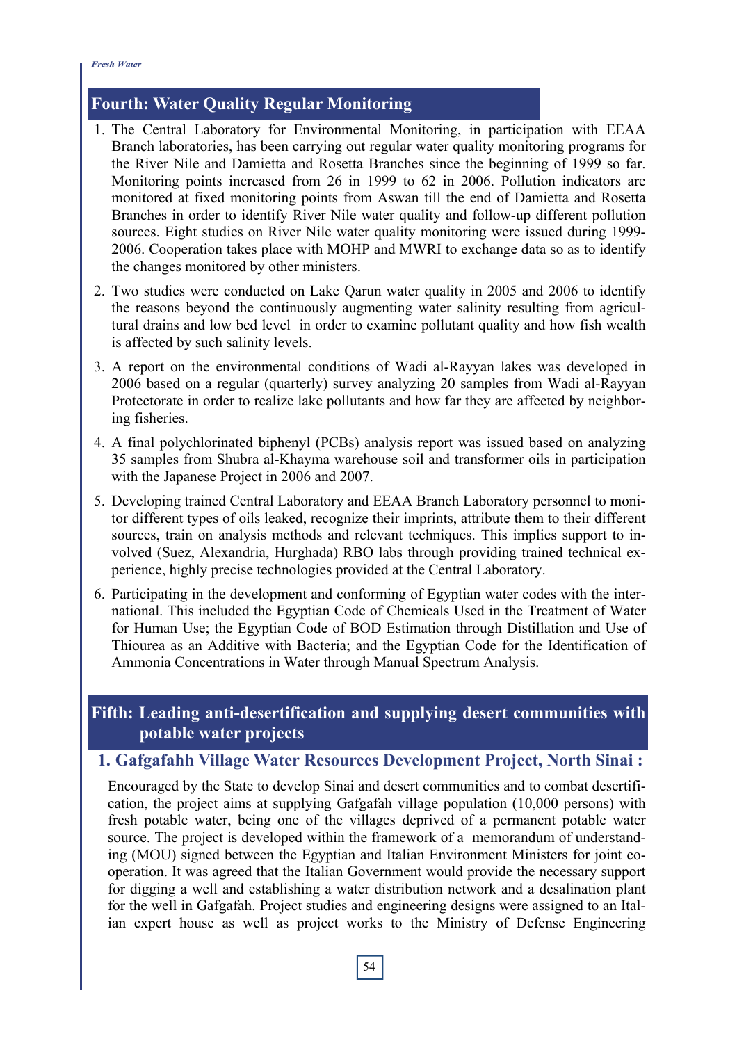## Fourth: Water Quality Regular Monitoring

1. The Central Laboratory for Environmental Monitoring, in participation with EEAA Branch laboratories, has been carrying out regular water quality monitoring programs for the River Nile and Damietta and Rosetta Branches since the beginning of 1999 so far. Monitoring points increased from 26 in 1999 to 62 in 2006. Pollution indicators are monitored at fixed monitoring points from Aswan till the end of Damietta and Rosetta Branches in order to identify River Nile water quality and follow-up different pollution sources. Eight studies on River Nile water quality monitoring were issued during 1999-2006. Cooperation takes place with MOHP and MWRI to exchange data so as to identify the changes monitored by other ministers.
2. Two studies were conducted on Lake Qarun water quality in 2005 and 2006 to identify the reasons beyond the continuously augmenting water salinity resulting from agricultural drains and low bed level in order to examine pollutant quality and how fish wealth is affected by such salinity levels.
3. A report on the environmental conditions of Wadi al-Rayyan lakes was developed in 2006 based on a regular (quarterly) survey analyzing 20 samples from Wadi al-Rayyan Protectorate in order to realize lake pollutants and how far they are affected by neighboring fisheries.
4. A final polychlorinated biphenyl (PCBs) analysis report was issued based on analyzing 35 samples from Shubra al-Khayma warehouse soil and transformer oils in participation with the Japanese Project in 2006 and 2007.
5. Developing trained Central Laboratory and EEAA Branch Laboratory personnel to monitor different types of oils leaked, recognize their imprints, attribute them to their different sources, train on analysis methods and relevant techniques. This implies support to involved (Suez, Alexandria, Hurghada) RBO labs through providing trained technical experience, highly precise technologies provided at the Central Laboratory.
6. Participating in the development and conforming of Egyptian water codes with the international. This included the Egyptian Code of Chemicals Used in the Treatment of Water for Human Use; the Egyptian Code of BOD Estimation through Distillation and Use of Thiourea as an Additive with Bacteria; and the Egyptian Code for the Identification of Ammonia Concentrations in Water through Manual Spectrum Analysis.

## Fifth: Leading anti-desertification and supplying desert communities with potable water projects

### 1. Gafgafahh Village Water Resources Development Project, North Sinai :

Encouraged by the State to develop Sinai and desert communities and to combat desertification, the project aims at supplying Gafgafah village population (10,000 persons) with fresh potable water, being one of the villages deprived of a permanent potable water source. The project is developed within the framework of a memorandum of understanding (MOU) signed between the Egyptian and Italian Environment Ministers for joint cooperation. It was agreed that the Italian Government would provide the necessary support for digging a well and establishing a water distribution network and a desalination plant for the well in Gafgafah. Project studies and engineering designs were assigned to an Italian expert house as well as project works to the Ministry of Defense Engineering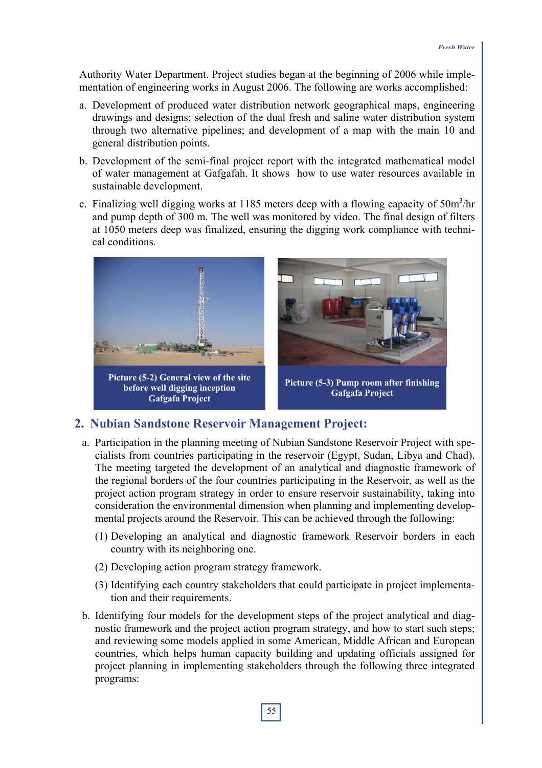Authority Water Department. Project studies began at the beginning of 2006 while implementation of engineering works in August 2006. The following are works accomplished:

a. Development of produced water distribution network geographical maps, engineering drawings and designs; selection of the dual fresh and saline water distribution system through two alternative pipelines; and development of a map with the main 10 and general distribution points.

b. Development of the semi-final project report with the integrated mathematical model of water management at Gafgafah. It shows how to use water resources available in sustainable development.

c. Finalizing well digging works at 1185 meters deep with a flowing capacity of $50m^3$/hr and pump depth of 300 m. The well was monitored by video. The final design of filters at 1050 meters deep was finalized, ensuring the digging work compliance with technical conditions.

**Picture (5-2) General view of the site before well digging inception Gafgafa Project**

**Picture (5-3) Pump room after finishing Gafgafa Project**

## 2. Nubian Sandstone Reservoir Management Project:

a. Participation in the planning meeting of Nubian Sandstone Reservoir Project with specialists from countries participating in the reservoir (Egypt, Sudan, Libya and Chad). The meeting targeted the development of an analytical and diagnostic framework of the regional borders of the four countries participating in the Reservoir, as well as the project action program strategy in order to ensure reservoir sustainability, taking into consideration the environmental dimension when planning and implementing developmental projects around the Reservoir. This can be achieved through the following:

   (1) Developing an analytical and diagnostic framework Reservoir borders in each country with its neighboring one.

   (2) Developing action program strategy framework.

   (3) Identifying each country stakeholders that could participate in project implementation and their requirements.

b. Identifying four models for the development steps of the project analytical and diagnostic framework and the project action program strategy, and how to start such steps; and reviewing some models applied in some American, Middle African and European countries, which helps human capacity building and updating officials assigned for project planning in implementing stakeholders through the following three integrated programs: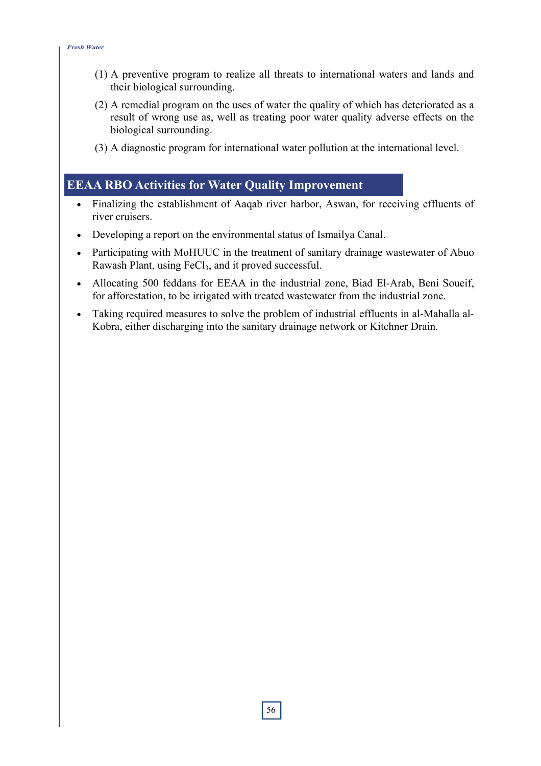(1) A preventive program to realize all threats to international waters and lands and their biological surrounding.

(2) A remedial program on the uses of water the quality of which has deteriorated as a result of wrong use as, well as treating poor water quality adverse effects on the biological surrounding.

(3) A diagnostic program for international water pollution at the international level.

## EEAA RBO Activities for Water Quality Improvement

- Finalizing the establishment of Aaqab river harbor, Aswan, for receiving effluents of river cruisers.
- Developing a report on the environmental status of Ismailya Canal.
- Participating with MoHUUC in the treatment of sanitary drainage wastewater of Abuo Rawash Plant, using $FeCl_3$, and it proved successful.
- Allocating 500 feddans for EEAA in the industrial zone, Biad El-Arab, Beni Soueif, for afforestation, to be irrigated with treated wastewater from the industrial zone.
- Taking required measures to solve the problem of industrial effluents in al-Mahalla al-Kobra, either discharging into the sanitary drainage network or Kitchner Drain.